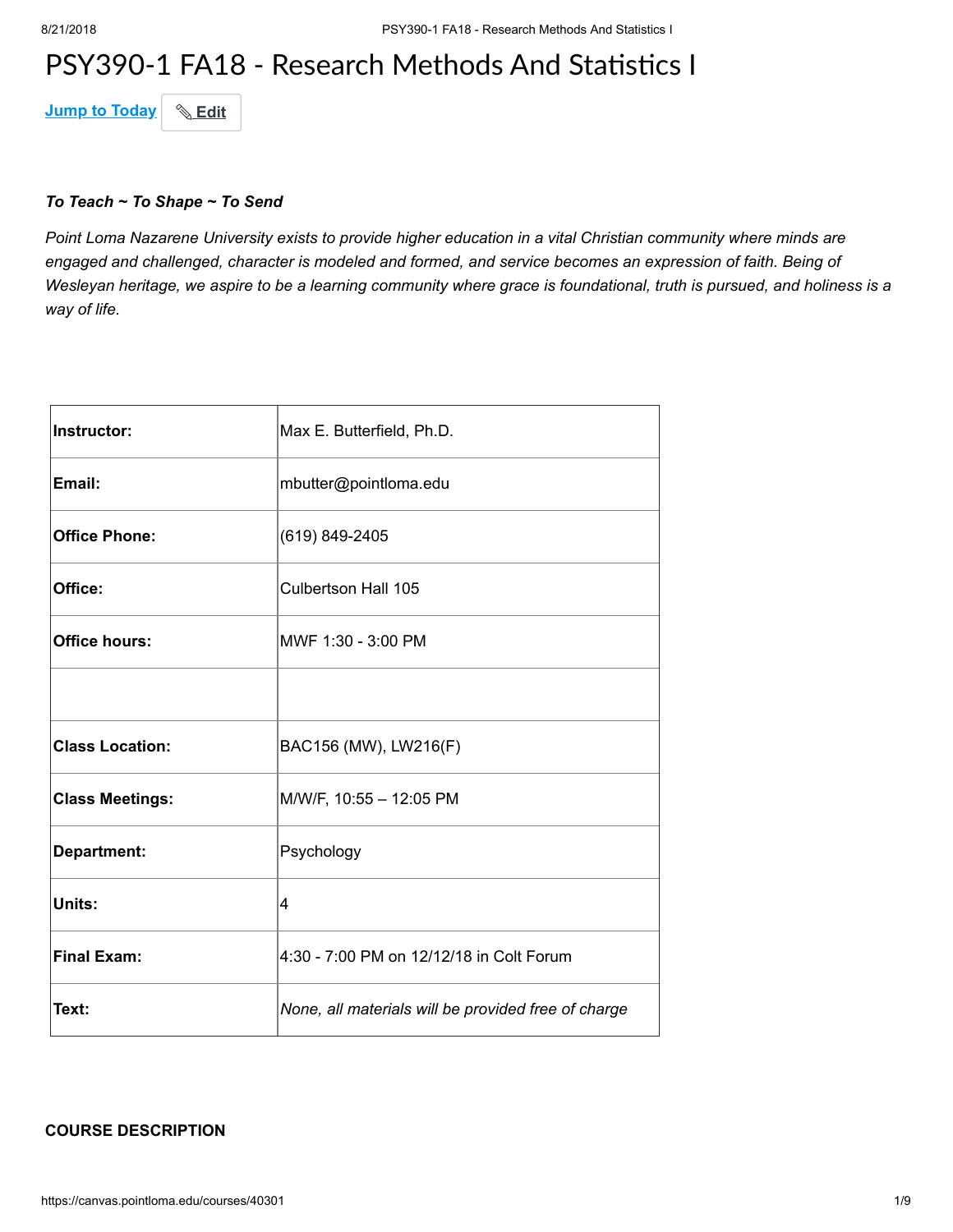# PSY390-1 FA18 - Research Methods And Statistics I

Jump to Today Edit

***To Teach ~ To Shape ~ To Send***

*Point Loma Nazarene University exists to provide higher education in a vital Christian community where minds are engaged and challenged, character is modeled and formed, and service becomes an expression of faith. Being of Wesleyan heritage, we aspire to be a learning community where grace is foundational, truth is pursued, and holiness is a way of life.*

| | |
|---|---|
| **Instructor:** | Max E. Butterfield, Ph.D. |
| **Email:** | mbutter@pointloma.edu |
| **Office Phone:** | (619) 849-2405 |
| **Office:** | Culbertson Hall 105 |
| **Office hours:** | MWF 1:30 - 3:00 PM |
| | |
| **Class Location:** | BAC156 (MW), LW216(F) |
| **Class Meetings:** | M/W/F, 10:55 – 12:05 PM |
| **Department:** | Psychology |
| **Units:** | 4 |
| **Final Exam:** | 4:30 - 7:00 PM on 12/12/18 in Colt Forum |
| **Text:** | *None, all materials will be provided free of charge* |

**COURSE DESCRIPTION**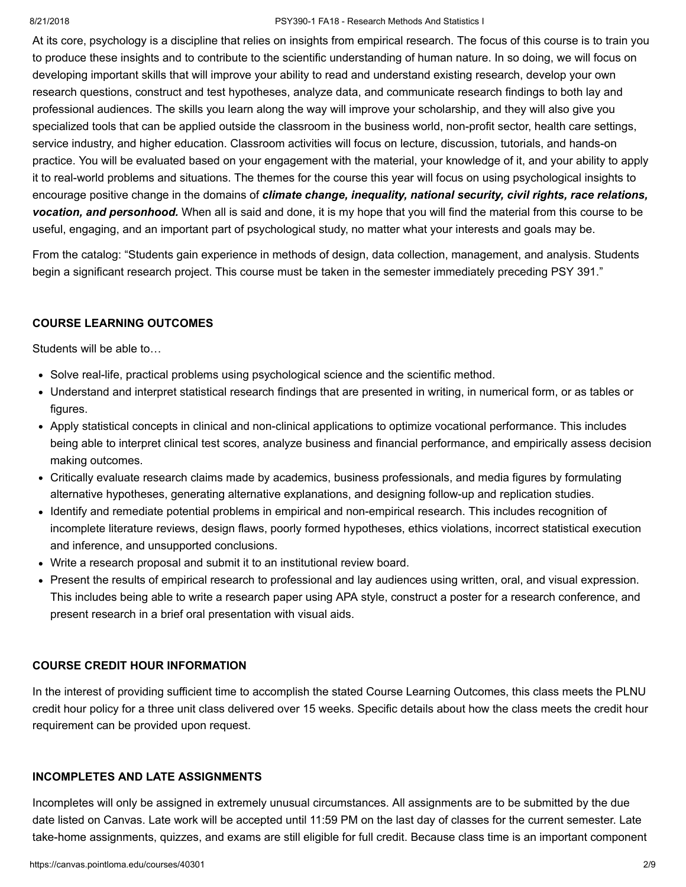At its core, psychology is a discipline that relies on insights from empirical research. The focus of this course is to train you to produce these insights and to contribute to the scientific understanding of human nature. In so doing, we will focus on developing important skills that will improve your ability to read and understand existing research, develop your own research questions, construct and test hypotheses, analyze data, and communicate research findings to both lay and professional audiences. The skills you learn along the way will improve your scholarship, and they will also give you specialized tools that can be applied outside the classroom in the business world, non-profit sector, health care settings, service industry, and higher education. Classroom activities will focus on lecture, discussion, tutorials, and hands-on practice. You will be evaluated based on your engagement with the material, your knowledge of it, and your ability to apply it to real-world problems and situations. The themes for the course this year will focus on using psychological insights to encourage positive change in the domains of ***climate change, inequality, national security, civil rights, race relations, vocation, and personhood.*** When all is said and done, it is my hope that you will find the material from this course to be useful, engaging, and an important part of psychological study, no matter what your interests and goals may be.

From the catalog: "Students gain experience in methods of design, data collection, management, and analysis. Students begin a significant research project. This course must be taken in the semester immediately preceding PSY 391."

**COURSE LEARNING OUTCOMES**

Students will be able to…

- Solve real-life, practical problems using psychological science and the scientific method.
- Understand and interpret statistical research findings that are presented in writing, in numerical form, or as tables or figures.
- Apply statistical concepts in clinical and non-clinical applications to optimize vocational performance. This includes being able to interpret clinical test scores, analyze business and financial performance, and empirically assess decision making outcomes.
- Critically evaluate research claims made by academics, business professionals, and media figures by formulating alternative hypotheses, generating alternative explanations, and designing follow-up and replication studies.
- Identify and remediate potential problems in empirical and non-empirical research. This includes recognition of incomplete literature reviews, design flaws, poorly formed hypotheses, ethics violations, incorrect statistical execution and inference, and unsupported conclusions.
- Write a research proposal and submit it to an institutional review board.
- Present the results of empirical research to professional and lay audiences using written, oral, and visual expression. This includes being able to write a research paper using APA style, construct a poster for a research conference, and present research in a brief oral presentation with visual aids.

**COURSE CREDIT HOUR INFORMATION**

In the interest of providing sufficient time to accomplish the stated Course Learning Outcomes, this class meets the PLNU credit hour policy for a three unit class delivered over 15 weeks. Specific details about how the class meets the credit hour requirement can be provided upon request.

**INCOMPLETES AND LATE ASSIGNMENTS**

Incompletes will only be assigned in extremely unusual circumstances. All assignments are to be submitted by the due date listed on Canvas. Late work will be accepted until 11:59 PM on the last day of classes for the current semester. Late take-home assignments, quizzes, and exams are still eligible for full credit. Because class time is an important component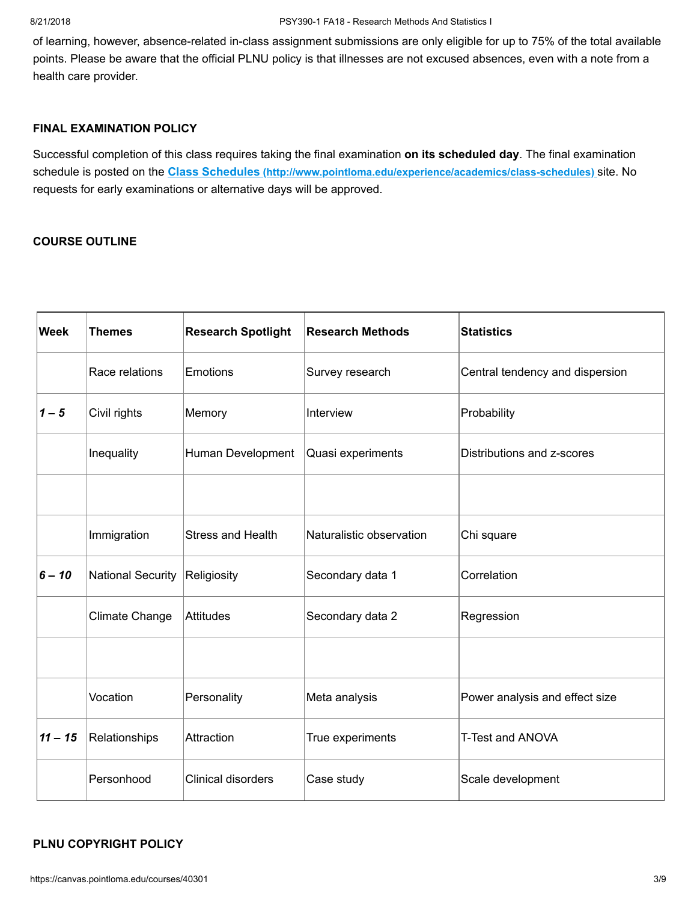of learning, however, absence-related in-class assignment submissions are only eligible for up to 75% of the total available points. Please be aware that the official PLNU policy is that illnesses are not excused absences, even with a note from a health care provider.

**FINAL EXAMINATION POLICY**

Successful completion of this class requires taking the final examination **on its scheduled day**. The final examination schedule is posted on the [Class Schedules (http://www.pointloma.edu/experience/academics/class-schedules)](http://www.pointloma.edu/experience/academics/class-schedules) site. No requests for early examinations or alternative days will be approved.

**COURSE OUTLINE**

| **Week** | **Themes** | **Research Spotlight** | **Research Methods** | **Statistics** |
|---|---|---|---|---|
| | Race relations | Emotions | Survey research | Central tendency and dispersion |
| ***1 – 5*** | Civil rights | Memory | Interview | Probability |
| | Inequality | Human Development | Quasi experiments | Distributions and z-scores |
| | | | | |
| | Immigration | Stress and Health | Naturalistic observation | Chi square |
| ***6 – 10*** | National Security | Religiosity | Secondary data 1 | Correlation |
| | Climate Change | Attitudes | Secondary data 2 | Regression |
| | | | | |
| | Vocation | Personality | Meta analysis | Power analysis and effect size |
| ***11 – 15*** | Relationships | Attraction | True experiments | T-Test and ANOVA |
| | Personhood | Clinical disorders | Case study | Scale development |

**PLNU COPYRIGHT POLICY**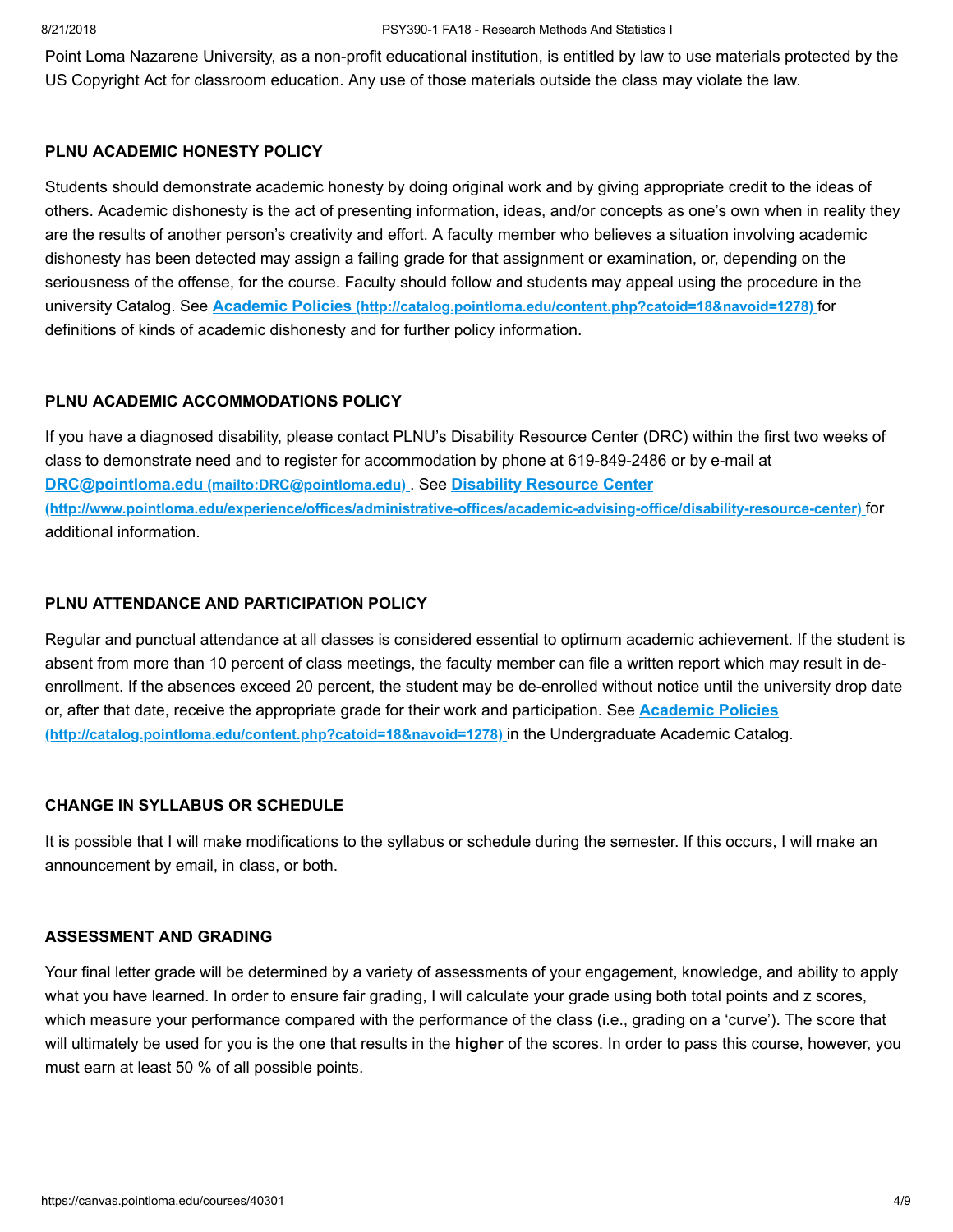Point Loma Nazarene University, as a non-profit educational institution, is entitled by law to use materials protected by the US Copyright Act for classroom education. Any use of those materials outside the class may violate the law.

### PLNU ACADEMIC HONESTY POLICY

Students should demonstrate academic honesty by doing original work and by giving appropriate credit to the ideas of others. Academic <u>dis</u>honesty is the act of presenting information, ideas, and/or concepts as one's own when in reality they are the results of another person's creativity and effort. A faculty member who believes a situation involving academic dishonesty has been detected may assign a failing grade for that assignment or examination, or, depending on the seriousness of the offense, for the course. Faculty should follow and students may appeal using the procedure in the university Catalog. See **Academic Policies (http://catalog.pointloma.edu/content.php?catoid=18&navoid=1278)** for definitions of kinds of academic dishonesty and for further policy information.

### PLNU ACADEMIC ACCOMMODATIONS POLICY

If you have a diagnosed disability, please contact PLNU's Disability Resource Center (DRC) within the first two weeks of class to demonstrate need and to register for accommodation by phone at 619-849-2486 or by e-mail at **DRC@pointloma.edu (mailto:DRC@pointloma.edu)** . See **Disability Resource Center (http://www.pointloma.edu/experience/offices/administrative-offices/academic-advising-office/disability-resource-center)** for additional information.

### PLNU ATTENDANCE AND PARTICIPATION POLICY

Regular and punctual attendance at all classes is considered essential to optimum academic achievement. If the student is absent from more than 10 percent of class meetings, the faculty member can file a written report which may result in de-enrollment. If the absences exceed 20 percent, the student may be de-enrolled without notice until the university drop date or, after that date, receive the appropriate grade for their work and participation. See **Academic Policies (http://catalog.pointloma.edu/content.php?catoid=18&navoid=1278)** in the Undergraduate Academic Catalog.

### CHANGE IN SYLLABUS OR SCHEDULE

It is possible that I will make modifications to the syllabus or schedule during the semester. If this occurs, I will make an announcement by email, in class, or both.

### ASSESSMENT AND GRADING

Your final letter grade will be determined by a variety of assessments of your engagement, knowledge, and ability to apply what you have learned. In order to ensure fair grading, I will calculate your grade using both total points and z scores, which measure your performance compared with the performance of the class (i.e., grading on a 'curve'). The score that will ultimately be used for you is the one that results in the **higher** of the scores. In order to pass this course, however, you must earn at least 50 % of all possible points.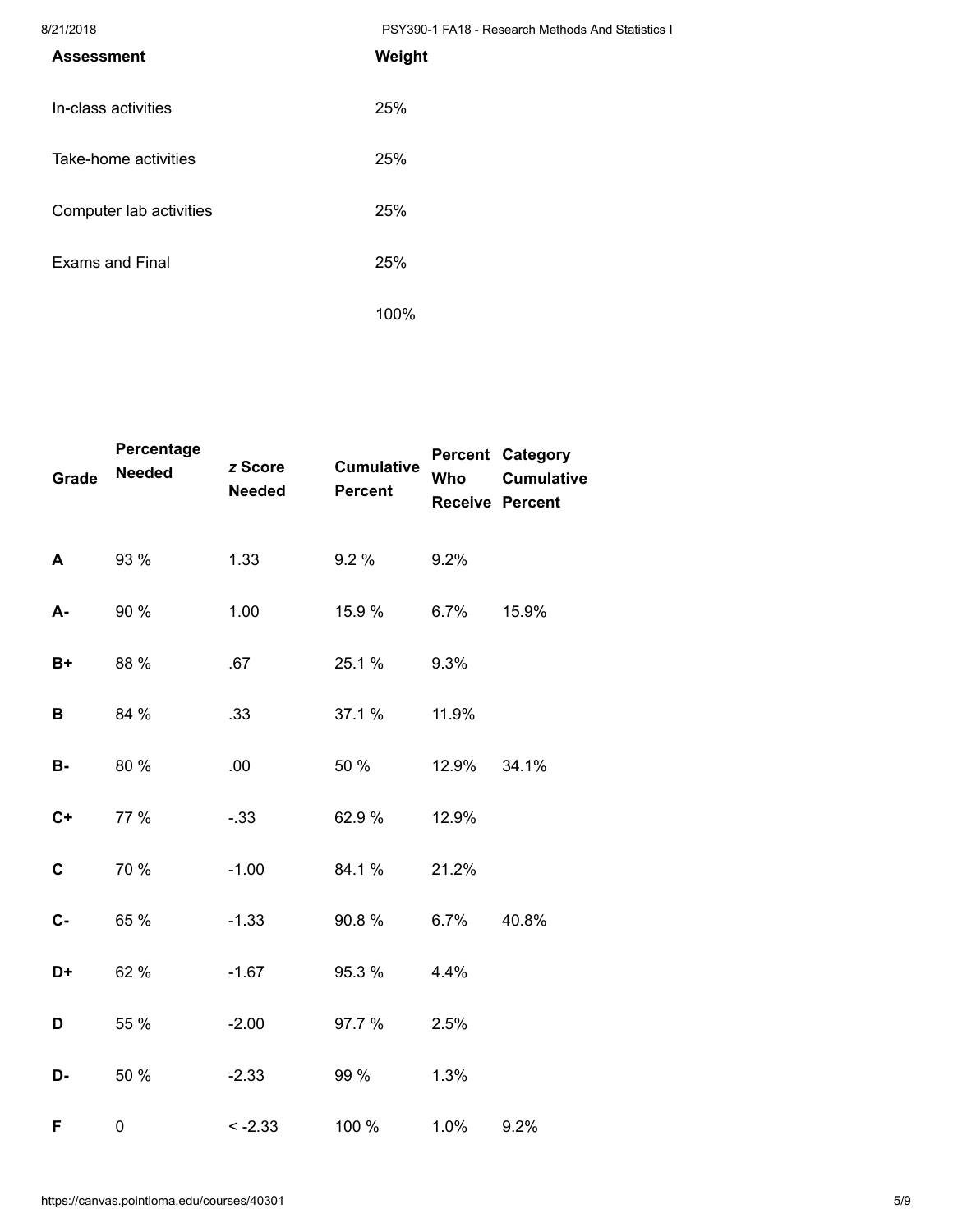| Assessment | Weight |
|---|---|
| In-class activities | 25% |
| Take-home activities | 25% |
| Computer lab activities | 25% |
| Exams and Final | 25% |
| | 100% |

| Grade | Percentage Needed | *z* Score Needed | Cumulative Percent | Percent Who Receive | Category Cumulative Percent |
|---|---|---|---|---|---|
| **A** | 93 % | 1.33 | 9.2 % | 9.2% | |
| **A-** | 90 % | 1.00 | 15.9 % | 6.7% | 15.9% |
| **B+** | 88 % | .67 | 25.1 % | 9.3% | |
| **B** | 84 % | .33 | 37.1 % | 11.9% | |
| **B-** | 80 % | .00 | 50 % | 12.9% | 34.1% |
| **C+** | 77 % | -.33 | 62.9 % | 12.9% | |
| **C** | 70 % | -1.00 | 84.1 % | 21.2% | |
| **C-** | 65 % | -1.33 | 90.8 % | 6.7% | 40.8% |
| **D+** | 62 % | -1.67 | 95.3 % | 4.4% | |
| **D** | 55 % | -2.00 | 97.7 % | 2.5% | |
| **D-** | 50 % | -2.33 | 99 % | 1.3% | |
| **F** | 0 | < -2.33 | 100 % | 1.0% | 9.2% |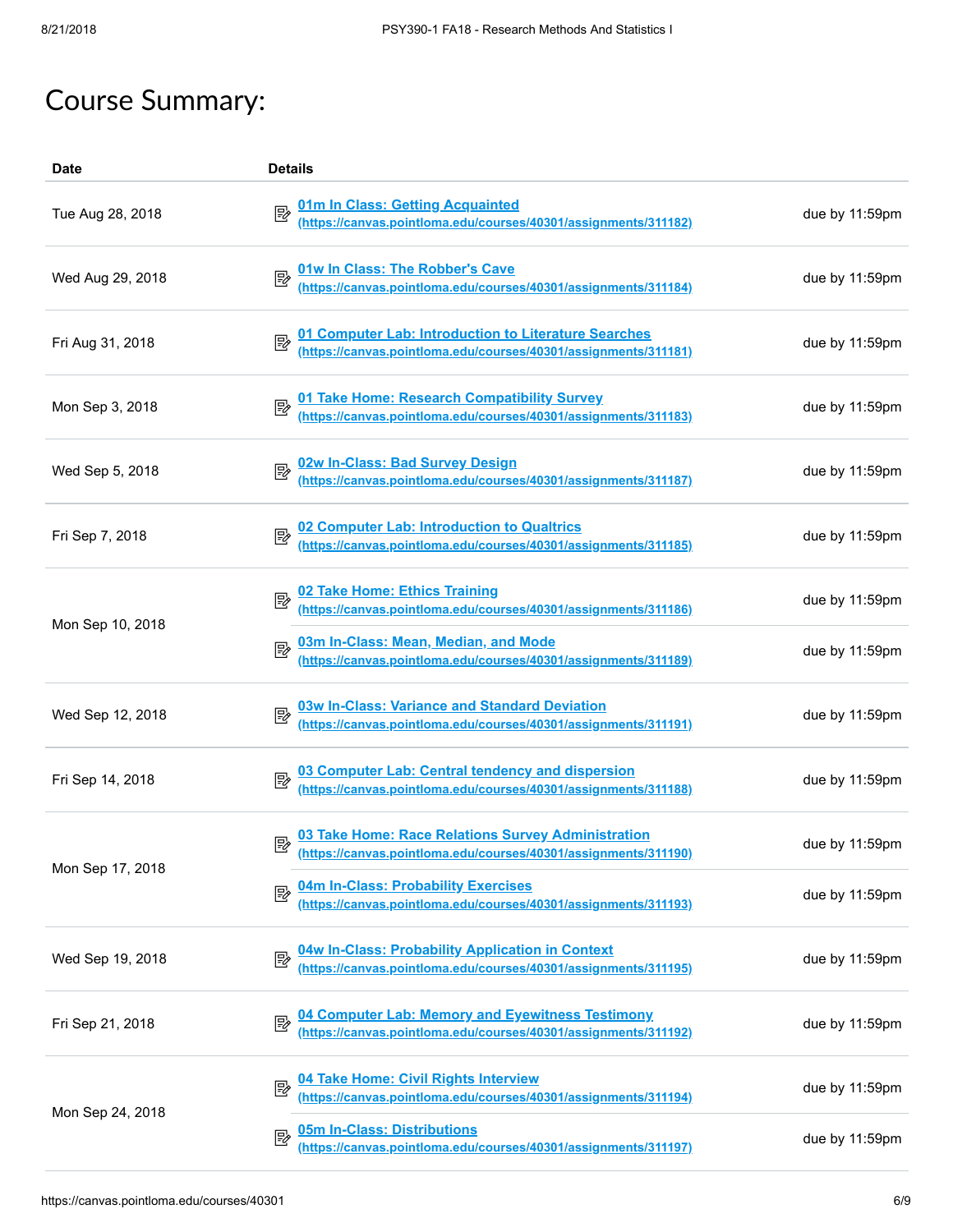# Course Summary:

| Date | Details | |
|---|---|---|
| Tue Aug 28, 2018 | 01m In Class: Getting Acquainted (https://canvas.pointloma.edu/courses/40301/assignments/311182) | due by 11:59pm |
| Wed Aug 29, 2018 | 01w In Class: The Robber's Cave (https://canvas.pointloma.edu/courses/40301/assignments/311184) | due by 11:59pm |
| Fri Aug 31, 2018 | 01 Computer Lab: Introduction to Literature Searches (https://canvas.pointloma.edu/courses/40301/assignments/311181) | due by 11:59pm |
| Mon Sep 3, 2018 | 01 Take Home: Research Compatibility Survey (https://canvas.pointloma.edu/courses/40301/assignments/311183) | due by 11:59pm |
| Wed Sep 5, 2018 | 02w In-Class: Bad Survey Design (https://canvas.pointloma.edu/courses/40301/assignments/311187) | due by 11:59pm |
| Fri Sep 7, 2018 | 02 Computer Lab: Introduction to Qualtrics (https://canvas.pointloma.edu/courses/40301/assignments/311185) | due by 11:59pm |
| Mon Sep 10, 2018 | 02 Take Home: Ethics Training (https://canvas.pointloma.edu/courses/40301/assignments/311186) | due by 11:59pm |
| | 03m In-Class: Mean, Median, and Mode (https://canvas.pointloma.edu/courses/40301/assignments/311189) | due by 11:59pm |
| Wed Sep 12, 2018 | 03w In-Class: Variance and Standard Deviation (https://canvas.pointloma.edu/courses/40301/assignments/311191) | due by 11:59pm |
| Fri Sep 14, 2018 | 03 Computer Lab: Central tendency and dispersion (https://canvas.pointloma.edu/courses/40301/assignments/311188) | due by 11:59pm |
| Mon Sep 17, 2018 | 03 Take Home: Race Relations Survey Administration (https://canvas.pointloma.edu/courses/40301/assignments/311190) | due by 11:59pm |
| | 04m In-Class: Probability Exercises (https://canvas.pointloma.edu/courses/40301/assignments/311193) | due by 11:59pm |
| Wed Sep 19, 2018 | 04w In-Class: Probability Application in Context (https://canvas.pointloma.edu/courses/40301/assignments/311195) | due by 11:59pm |
| Fri Sep 21, 2018 | 04 Computer Lab: Memory and Eyewitness Testimony (https://canvas.pointloma.edu/courses/40301/assignments/311192) | due by 11:59pm |
| Mon Sep 24, 2018 | 04 Take Home: Civil Rights Interview (https://canvas.pointloma.edu/courses/40301/assignments/311194) | due by 11:59pm |
| | 05m In-Class: Distributions (https://canvas.pointloma.edu/courses/40301/assignments/311197) | due by 11:59pm |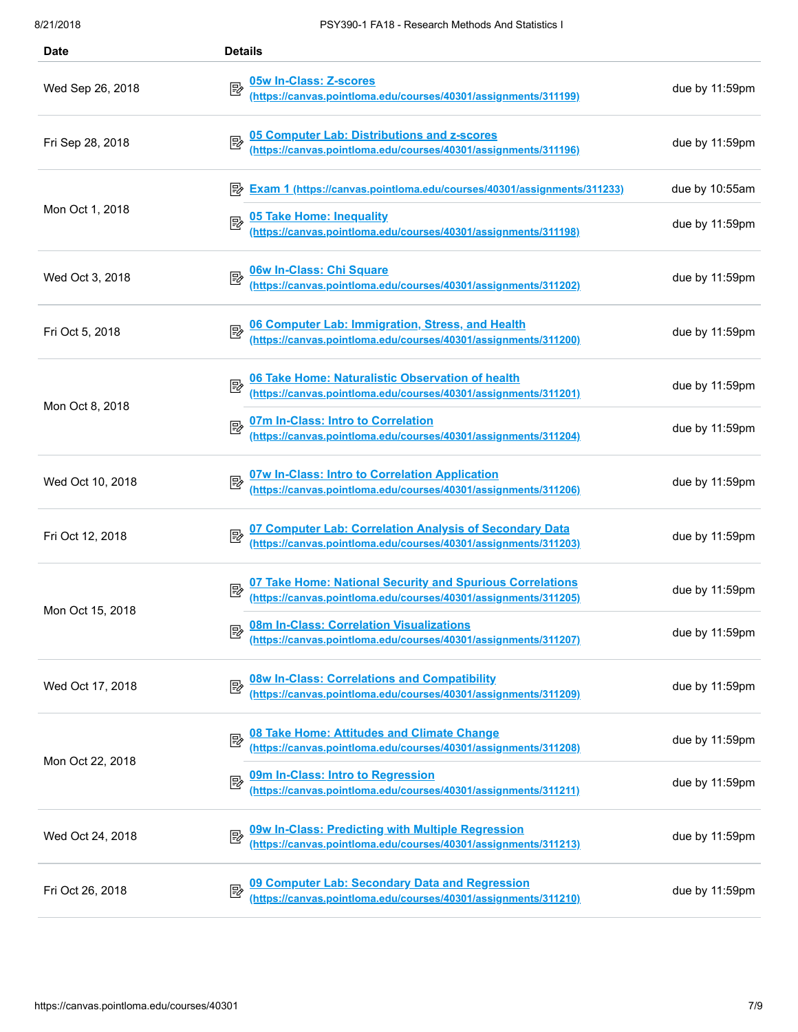| Date | Details | |
|---|---|---|
| Wed Sep 26, 2018 | 05w In-Class: Z-scores (https://canvas.pointloma.edu/courses/40301/assignments/311199) | due by 11:59pm |
| Fri Sep 28, 2018 | 05 Computer Lab: Distributions and z-scores (https://canvas.pointloma.edu/courses/40301/assignments/311196) | due by 11:59pm |
| Mon Oct 1, 2018 | Exam 1 (https://canvas.pointloma.edu/courses/40301/assignments/311233) | due by 10:55am |
| | 05 Take Home: Inequality (https://canvas.pointloma.edu/courses/40301/assignments/311198) | due by 11:59pm |
| Wed Oct 3, 2018 | 06w In-Class: Chi Square (https://canvas.pointloma.edu/courses/40301/assignments/311202) | due by 11:59pm |
| Fri Oct 5, 2018 | 06 Computer Lab: Immigration, Stress, and Health (https://canvas.pointloma.edu/courses/40301/assignments/311200) | due by 11:59pm |
| Mon Oct 8, 2018 | 06 Take Home: Naturalistic Observation of health (https://canvas.pointloma.edu/courses/40301/assignments/311201) | due by 11:59pm |
| | 07m In-Class: Intro to Correlation (https://canvas.pointloma.edu/courses/40301/assignments/311204) | due by 11:59pm |
| Wed Oct 10, 2018 | 07w In-Class: Intro to Correlation Application (https://canvas.pointloma.edu/courses/40301/assignments/311206) | due by 11:59pm |
| Fri Oct 12, 2018 | 07 Computer Lab: Correlation Analysis of Secondary Data (https://canvas.pointloma.edu/courses/40301/assignments/311203) | due by 11:59pm |
| Mon Oct 15, 2018 | 07 Take Home: National Security and Spurious Correlations (https://canvas.pointloma.edu/courses/40301/assignments/311205) | due by 11:59pm |
| | 08m In-Class: Correlation Visualizations (https://canvas.pointloma.edu/courses/40301/assignments/311207) | due by 11:59pm |
| Wed Oct 17, 2018 | 08w In-Class: Correlations and Compatibility (https://canvas.pointloma.edu/courses/40301/assignments/311209) | due by 11:59pm |
| Mon Oct 22, 2018 | 08 Take Home: Attitudes and Climate Change (https://canvas.pointloma.edu/courses/40301/assignments/311208) | due by 11:59pm |
| | 09m In-Class: Intro to Regression (https://canvas.pointloma.edu/courses/40301/assignments/311211) | due by 11:59pm |
| Wed Oct 24, 2018 | 09w In-Class: Predicting with Multiple Regression (https://canvas.pointloma.edu/courses/40301/assignments/311213) | due by 11:59pm |
| Fri Oct 26, 2018 | 09 Computer Lab: Secondary Data and Regression (https://canvas.pointloma.edu/courses/40301/assignments/311210) | due by 11:59pm |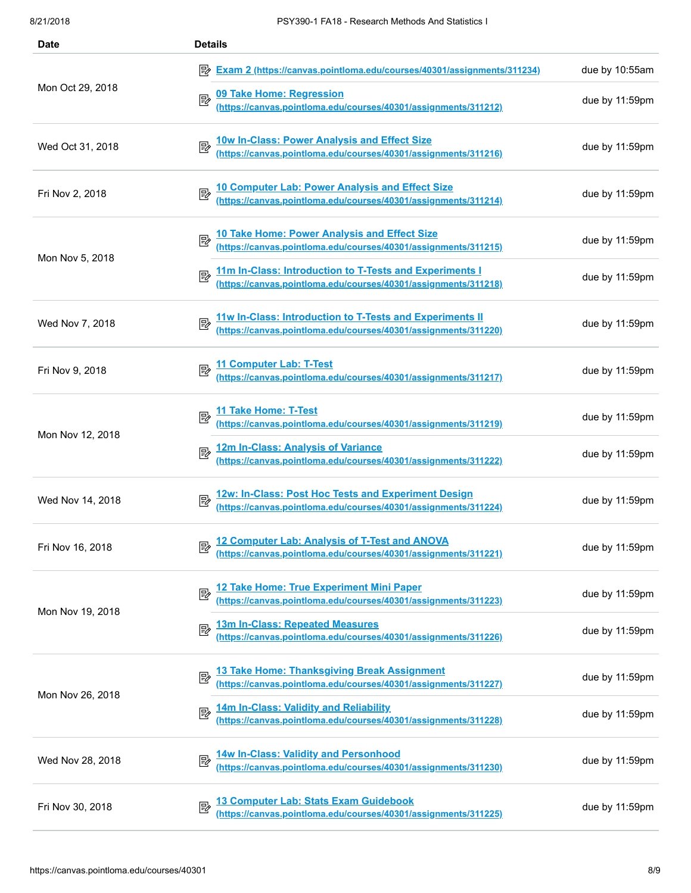| Date | Details | |
|---|---|---|
| Mon Oct 29, 2018 | Exam 2 (https://canvas.pointloma.edu/courses/40301/assignments/311234) | due by 10:55am |
| | 09 Take Home: Regression (https://canvas.pointloma.edu/courses/40301/assignments/311212) | due by 11:59pm |
| Wed Oct 31, 2018 | 10w In-Class: Power Analysis and Effect Size (https://canvas.pointloma.edu/courses/40301/assignments/311216) | due by 11:59pm |
| Fri Nov 2, 2018 | 10 Computer Lab: Power Analysis and Effect Size (https://canvas.pointloma.edu/courses/40301/assignments/311214) | due by 11:59pm |
| Mon Nov 5, 2018 | 10 Take Home: Power Analysis and Effect Size (https://canvas.pointloma.edu/courses/40301/assignments/311215) | due by 11:59pm |
| | 11m In-Class: Introduction to T-Tests and Experiments I (https://canvas.pointloma.edu/courses/40301/assignments/311218) | due by 11:59pm |
| Wed Nov 7, 2018 | 11w In-Class: Introduction to T-Tests and Experiments II (https://canvas.pointloma.edu/courses/40301/assignments/311220) | due by 11:59pm |
| Fri Nov 9, 2018 | 11 Computer Lab: T-Test (https://canvas.pointloma.edu/courses/40301/assignments/311217) | due by 11:59pm |
| Mon Nov 12, 2018 | 11 Take Home: T-Test (https://canvas.pointloma.edu/courses/40301/assignments/311219) | due by 11:59pm |
| | 12m In-Class: Analysis of Variance (https://canvas.pointloma.edu/courses/40301/assignments/311222) | due by 11:59pm |
| Wed Nov 14, 2018 | 12w: In-Class: Post Hoc Tests and Experiment Design (https://canvas.pointloma.edu/courses/40301/assignments/311224) | due by 11:59pm |
| Fri Nov 16, 2018 | 12 Computer Lab: Analysis of T-Test and ANOVA (https://canvas.pointloma.edu/courses/40301/assignments/311221) | due by 11:59pm |
| Mon Nov 19, 2018 | 12 Take Home: True Experiment Mini Paper (https://canvas.pointloma.edu/courses/40301/assignments/311223) | due by 11:59pm |
| | 13m In-Class: Repeated Measures (https://canvas.pointloma.edu/courses/40301/assignments/311226) | due by 11:59pm |
| Mon Nov 26, 2018 | 13 Take Home: Thanksgiving Break Assignment (https://canvas.pointloma.edu/courses/40301/assignments/311227) | due by 11:59pm |
| | 14m In-Class: Validity and Reliability (https://canvas.pointloma.edu/courses/40301/assignments/311228) | due by 11:59pm |
| Wed Nov 28, 2018 | 14w In-Class: Validity and Personhood (https://canvas.pointloma.edu/courses/40301/assignments/311230) | due by 11:59pm |
| Fri Nov 30, 2018 | 13 Computer Lab: Stats Exam Guidebook (https://canvas.pointloma.edu/courses/40301/assignments/311225) | due by 11:59pm |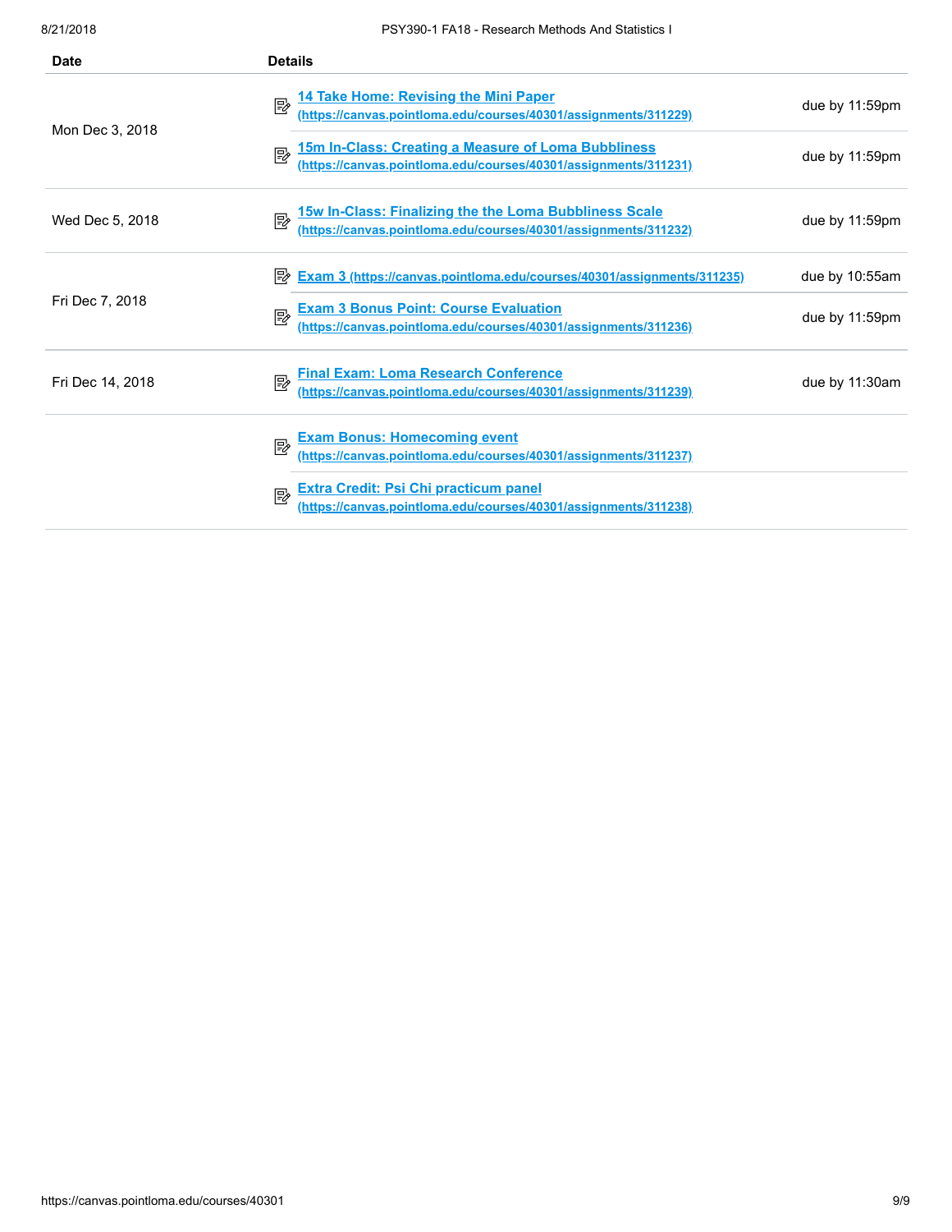| Date | Details | |
| --- | --- | --- |
| Mon Dec 3, 2018 | 14 Take Home: Revising the Mini Paper (https://canvas.pointloma.edu/courses/40301/assignments/311229) | due by 11:59pm |
| | 15m In-Class: Creating a Measure of Loma Bubbliness (https://canvas.pointloma.edu/courses/40301/assignments/311231) | due by 11:59pm |
| Wed Dec 5, 2018 | 15w In-Class: Finalizing the the Loma Bubbliness Scale (https://canvas.pointloma.edu/courses/40301/assignments/311232) | due by 11:59pm |
| Fri Dec 7, 2018 | Exam 3 (https://canvas.pointloma.edu/courses/40301/assignments/311235) | due by 10:55am |
| | Exam 3 Bonus Point: Course Evaluation (https://canvas.pointloma.edu/courses/40301/assignments/311236) | due by 11:59pm |
| Fri Dec 14, 2018 | Final Exam: Loma Research Conference (https://canvas.pointloma.edu/courses/40301/assignments/311239) | due by 11:30am |
| | Exam Bonus: Homecoming event (https://canvas.pointloma.edu/courses/40301/assignments/311237) | |
| | Extra Credit: Psi Chi practicum panel (https://canvas.pointloma.edu/courses/40301/assignments/311238) | |